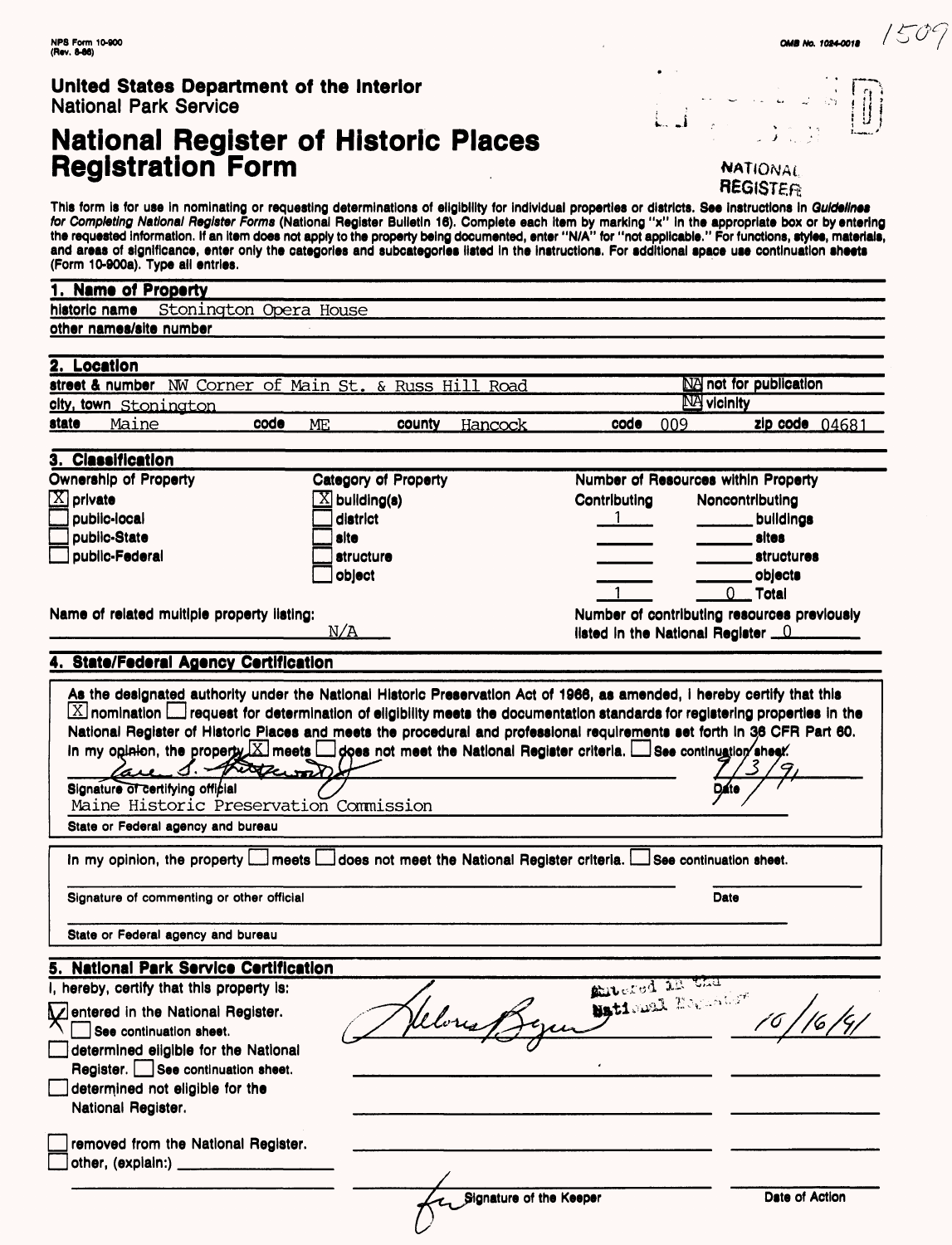NPS Form 10-900
(Rev. 8-86)

OMB No. 1024-0018

1509

**United States Department of the Interior**
National Park Service

# National Register of Historic Places Registration Form

NATIONAL REGISTER

This form is for use in nominating or requesting determinations of eligibility for individual properties or districts. See instructions in *Guidelines for Completing National Register Forms* (National Register Bulletin 16). Complete each item by marking "x" in the appropriate box or by entering the requested information. If an item does not apply to the property being documented, enter "N/A" for "not applicable." For functions, styles, materials, and areas of significance, enter only the categories and subcategories listed in the instructions. For additional space use continuation sheets (Form 10-900a). Type all entries.

## 1. Name of Property

**historic name** Stonington Opera House

**other names/site number**

## 2. Location

**street & number** NW Corner of Main St. & Russ Hill Road — [NA] not for publication

**city, town** Stonington — [NA] vicinity

**state** Maine **code** ME **county** Hancock **code** 009 **zip code** 04681

## 3. Classification

**Ownership of Property**
- [X] private
- [ ] public-local
- [ ] public-State
- [ ] public-Federal

**Category of Property**
- [X] building(s)
- [ ] district
- [ ] site
- [ ] structure
- [ ] object

**Number of Resources within Property**

| Contributing | Noncontributing | |
|---|---|---|
| 1 | | buildings |
| | | sites |
| | | structures |
| | | objects |
| 1 | 0 | Total |

**Name of related multiple property listing:** N/A

**Number of contributing resources previously listed in the National Register** 0

## 4. State/Federal Agency Certification

As the designated authority under the National Historic Preservation Act of 1966, as amended, I hereby certify that this [X] nomination [ ] request for determination of eligibility meets the documentation standards for registering properties in the National Register of Historic Places and meets the procedural and professional requirements set forth in 36 CFR Part 60. In my opinion, the property [X] meets [ ] does not meet the National Register criteria. [ ] See continuation sheet.

Signature of certifying official — Date 9/3/91

Maine Historic Preservation Commission
State or Federal agency and bureau

In my opinion, the property [ ] meets [ ] does not meet the National Register criteria. [ ] See continuation sheet.

Signature of commenting or other official — Date

State or Federal agency and bureau

## 5. National Park Service Certification

I, hereby, certify that this property is:

- [X] entered in the National Register. [ ] See continuation sheet.
- [ ] determined eligible for the National Register. [ ] See continuation sheet.
- [ ] determined not eligible for the National Register.
- [ ] removed from the National Register.
- [ ] other, (explain:) ______

Entered in the National Register — 10/16/91

Signature of the Keeper — Date of Action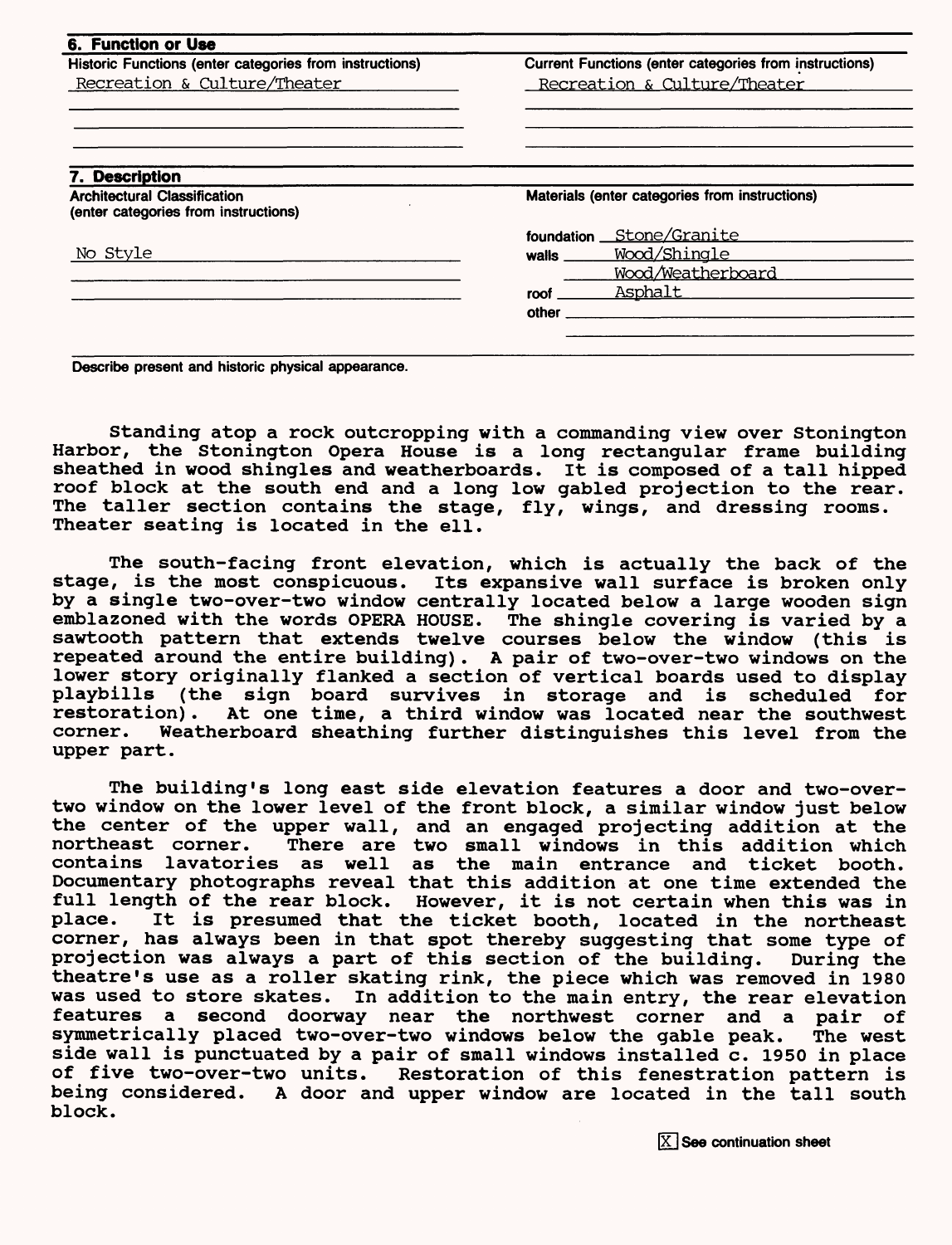## 6. Function or Use

| Historic Functions (enter categories from instructions) | Current Functions (enter categories from instructions) |
|---|---|
| Recreation & Culture/Theater | Recreation & Culture/Theater |

## 7. Description

| Architectural Classification (enter categories from instructions) | Materials (enter categories from instructions) |
|---|---|
| No Style | foundation Stone/Granite |
| | walls Wood/Shingle |
| | Wood/Weatherboard |
| | roof Asphalt |
| | other |

**Describe present and historic physical appearance.**

Standing atop a rock outcropping with a commanding view over Stonington Harbor, the Stonington Opera House is a long rectangular frame building sheathed in wood shingles and weatherboards. It is composed of a tall hipped roof block at the south end and a long low gabled projection to the rear. The taller section contains the stage, fly, wings, and dressing rooms. Theater seating is located in the ell.

The south-facing front elevation, which is actually the back of the stage, is the most conspicuous. Its expansive wall surface is broken only by a single two-over-two window centrally located below a large wooden sign emblazoned with the words OPERA HOUSE. The shingle covering is varied by a sawtooth pattern that extends twelve courses below the window (this is repeated around the entire building). A pair of two-over-two windows on the lower story originally flanked a section of vertical boards used to display playbills (the sign board survives in storage and is scheduled for restoration). At one time, a third window was located near the southwest corner. Weatherboard sheathing further distinguishes this level from the upper part.

The building's long east side elevation features a door and two-over-two window on the lower level of the front block, a similar window just below the center of the upper wall, and an engaged projecting addition at the northeast corner. There are two small windows in this addition which contains lavatories as well as the main entrance and ticket booth. Documentary photographs reveal that this addition at one time extended the full length of the rear block. However, it is not certain when this was in place. It is presumed that the ticket booth, located in the northeast corner, has always been in that spot thereby suggesting that some type of projection was always a part of this section of the building. During the theatre's use as a roller skating rink, the piece which was removed in 1980 was used to store skates. In addition to the main entry, the rear elevation features a second doorway near the northwest corner and a pair of symmetrically placed two-over-two windows below the gable peak. The west side wall is punctuated by a pair of small windows installed c. 1950 in place of five two-over-two units. Restoration of this fenestration pattern is being considered. A door and upper window are located in the tall south block.

[X] See continuation sheet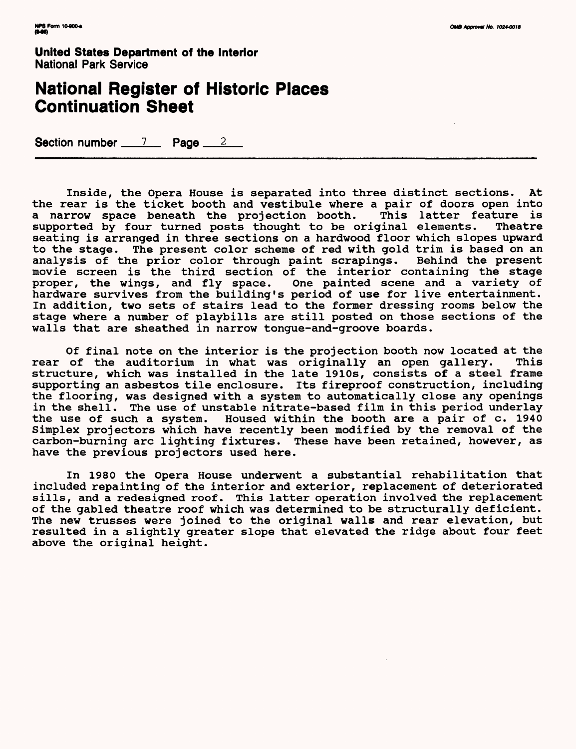**United States Department of the Interior**
National Park Service

# National Register of Historic Places Continuation Sheet

Section number 7 Page 2

Inside, the Opera House is separated into three distinct sections. At the rear is the ticket booth and vestibule where a pair of doors open into a narrow space beneath the projection booth. This latter feature is supported by four turned posts thought to be original elements. Theatre seating is arranged in three sections on a hardwood floor which slopes upward to the stage. The present color scheme of red with gold trim is based on an analysis of the prior color through paint scrapings. Behind the present movie screen is the third section of the interior containing the stage proper, the wings, and fly space. One painted scene and a variety of hardware survives from the building's period of use for live entertainment. In addition, two sets of stairs lead to the former dressing rooms below the stage where a number of playbills are still posted on those sections of the walls that are sheathed in narrow tongue-and-groove boards.

Of final note on the interior is the projection booth now located at the rear of the auditorium in what was originally an open gallery. This structure, which was installed in the late 1910s, consists of a steel frame supporting an asbestos tile enclosure. Its fireproof construction, including the flooring, was designed with a system to automatically close any openings in the shell. The use of unstable nitrate-based film in this period underlay the use of such a system. Housed within the booth are a pair of c. 1940 Simplex projectors which have recently been modified by the removal of the carbon-burning arc lighting fixtures. These have been retained, however, as have the previous projectors used here.

In 1980 the Opera House underwent a substantial rehabilitation that included repainting of the interior and exterior, replacement of deteriorated sills, and a redesigned roof. This latter operation involved the replacement of the gabled theatre roof which was determined to be structurally deficient. The new trusses were joined to the original walls and rear elevation, but resulted in a slightly greater slope that elevated the ridge about four feet above the original height.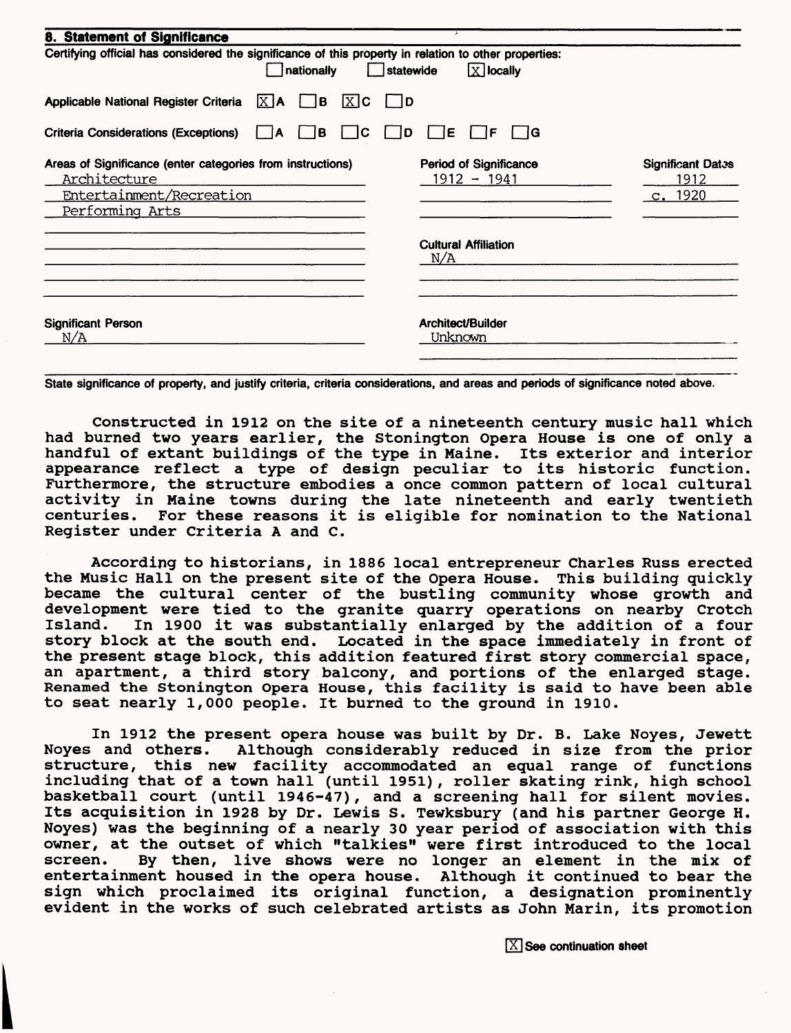## 8. Statement of Significance

Certifying official has considered the significance of this property in relation to other properties:

☐ nationally ☐ statewide ☒ locally

Applicable National Register Criteria ☒ A ☐ B ☒ C ☐ D

Criteria Considerations (Exceptions) ☐ A ☐ B ☐ C ☐ D ☐ E ☐ F ☐ G

| Areas of Significance (enter categories from instructions) | Period of Significance | Significant Dates |
|---|---|---|
| Architecture | 1912 - 1941 | 1912 |
| Entertainment/Recreation | | c. 1920 |
| Performing Arts | | |

Cultural Affiliation
N/A

Significant Person
N/A

Architect/Builder
Unknown

State significance of property, and justify criteria, criteria considerations, and areas and periods of significance noted above.

Constructed in 1912 on the site of a nineteenth century music hall which had burned two years earlier, the Stonington Opera House is one of only a handful of extant buildings of the type in Maine. Its exterior and interior appearance reflect a type of design peculiar to its historic function. Furthermore, the structure embodies a once common pattern of local cultural activity in Maine towns during the late nineteenth and early twentieth centuries. For these reasons it is eligible for nomination to the National Register under Criteria A and C.

According to historians, in 1886 local entrepreneur Charles Russ erected the Music Hall on the present site of the Opera House. This building quickly became the cultural center of the bustling community whose growth and development were tied to the granite quarry operations on nearby Crotch Island. In 1900 it was substantially enlarged by the addition of a four story block at the south end. Located in the space immediately in front of the present stage block, this addition featured first story commercial space, an apartment, a third story balcony, and portions of the enlarged stage. Renamed the Stonington Opera House, this facility is said to have been able to seat nearly 1,000 people. It burned to the ground in 1910.

In 1912 the present opera house was built by Dr. B. Lake Noyes, Jewett Noyes and others. Although considerably reduced in size from the prior structure, this new facility accommodated an equal range of functions including that of a town hall (until 1951), roller skating rink, high school basketball court (until 1946-47), and a screening hall for silent movies. Its acquisition in 1928 by Dr. Lewis S. Tewksbury (and his partner George H. Noyes) was the beginning of a nearly 30 year period of association with this owner, at the outset of which "talkies" were first introduced to the local screen. By then, live shows were no longer an element in the mix of entertainment housed in the opera house. Although it continued to bear the sign which proclaimed its original function, a designation prominently evident in the works of such celebrated artists as John Marin, its promotion

☒ See continuation sheet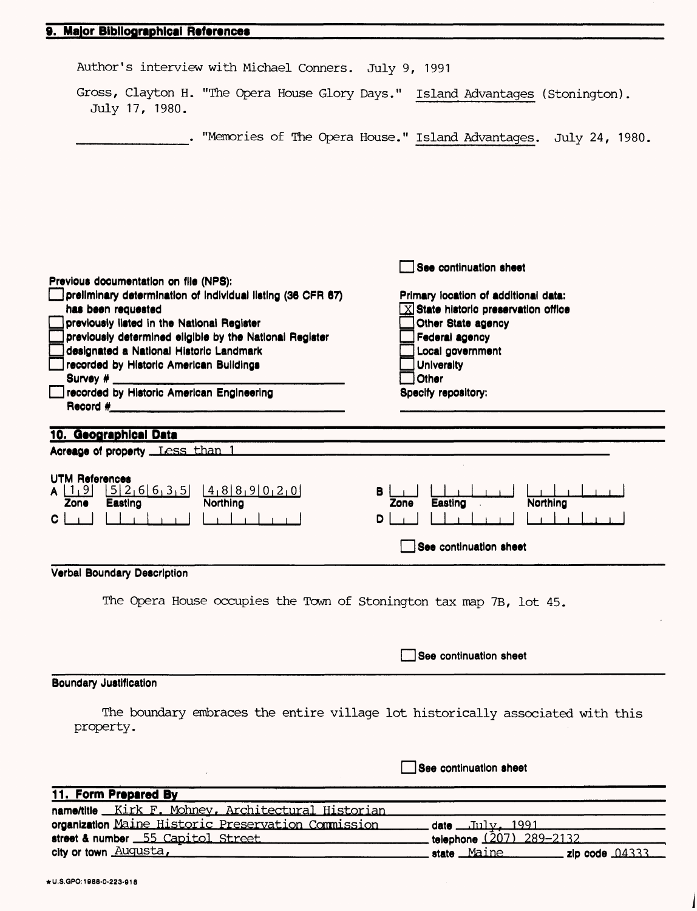## 9. Major Bibliographical References

Author's interview with Michael Conners. July 9, 1991

Gross, Clayton H. "The Opera House Glory Days." Island Advantages (Stonington). July 17, 1980.

______________. "Memories of The Opera House." Island Advantages. July 24, 1980.

☐ See continuation sheet

**Previous documentation on file (NPS):**

- ☐ preliminary determination of individual listing (36 CFR 67) has been requested
- ☐ previously listed in the National Register
- ☐ previously determined eligible by the National Register
- ☐ designated a National Historic Landmark
- ☐ recorded by Historic American Buildings Survey # ______
- ☐ recorded by Historic American Engineering Record # ______

**Primary location of additional data:**

- ☒ State historic preservation office
- ☐ Other State agency
- ☐ Federal agency
- ☐ Local government
- ☐ University
- ☐ Other

Specify repository: ______

## 10. Geographical Data

**Acreage of property** Less than 1

**UTM References**

| | Zone | Easting | Northing |
|---|---|---|---|
| A | 1 9 | 5 2 6 6 3 5 | 4 8 8 9 0 2 0 |
| B | | | |
| C | | | |
| D | | | |

☐ See continuation sheet

**Verbal Boundary Description**

The Opera House occupies the Town of Stonington tax map 7B, lot 45.

☐ See continuation sheet

**Boundary Justification**

The boundary embraces the entire village lot historically associated with this property.

☐ See continuation sheet

## 11. Form Prepared By

**name/title** Kirk F. Mohney, Architectural Historian
**organization** Maine Historic Preservation Commission **date** July, 1991
**street & number** 55 Capitol Street **telephone** (207) 289-2132
**city or town** Augusta, **state** Maine **zip code** 04333

★U.S.GPO:1988-0-223-918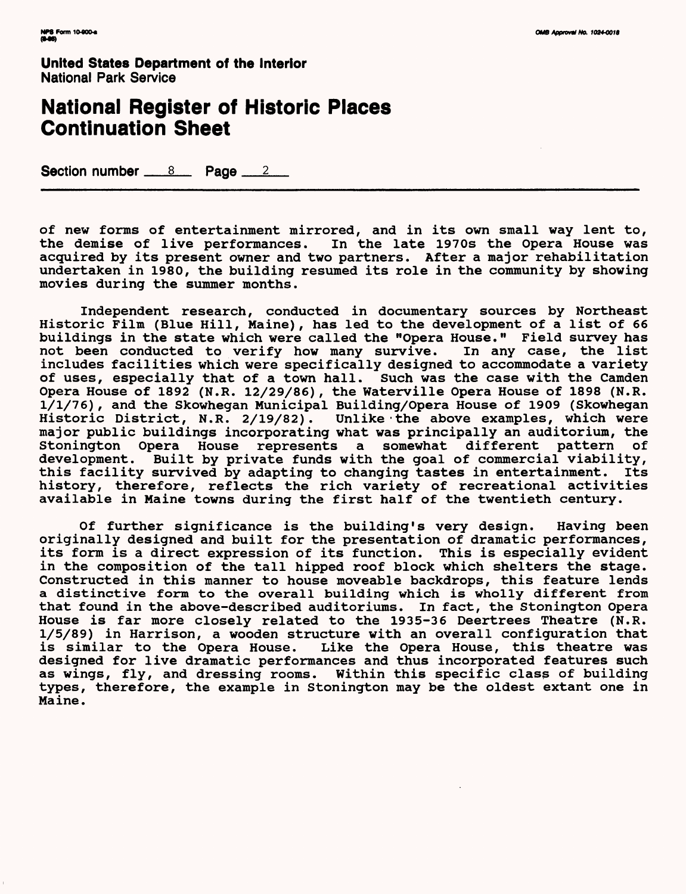**United States Department of the Interior**
National Park Service

# National Register of Historic Places Continuation Sheet

Section number 8 Page 2

of new forms of entertainment mirrored, and in its own small way lent to, the demise of live performances. In the late 1970s the Opera House was acquired by its present owner and two partners. After a major rehabilitation undertaken in 1980, the building resumed its role in the community by showing movies during the summer months.

Independent research, conducted in documentary sources by Northeast Historic Film (Blue Hill, Maine), has led to the development of a list of 66 buildings in the state which were called the "Opera House." Field survey has not been conducted to verify how many survive. In any case, the list includes facilities which were specifically designed to accommodate a variety of uses, especially that of a town hall. Such was the case with the Camden Opera House of 1892 (N.R. 12/29/86), the Waterville Opera House of 1898 (N.R. 1/1/76), and the Skowhegan Municipal Building/Opera House of 1909 (Skowhegan Historic District, N.R. 2/19/82). Unlike the above examples, which were major public buildings incorporating what was principally an auditorium, the Stonington Opera House represents a somewhat different pattern of development. Built by private funds with the goal of commercial viability, this facility survived by adapting to changing tastes in entertainment. Its history, therefore, reflects the rich variety of recreational activities available in Maine towns during the first half of the twentieth century.

Of further significance is the building's very design. Having been originally designed and built for the presentation of dramatic performances, its form is a direct expression of its function. This is especially evident in the composition of the tall hipped roof block which shelters the stage. Constructed in this manner to house moveable backdrops, this feature lends a distinctive form to the overall building which is wholly different from that found in the above-described auditoriums. In fact, the Stonington Opera House is far more closely related to the 1935-36 Deertrees Theatre (N.R. 1/5/89) in Harrison, a wooden structure with an overall configuration that is similar to the Opera House. Like the Opera House, this theatre was designed for live dramatic performances and thus incorporated features such as wings, fly, and dressing rooms. Within this specific class of building types, therefore, the example in Stonington may be the oldest extant one in Maine.